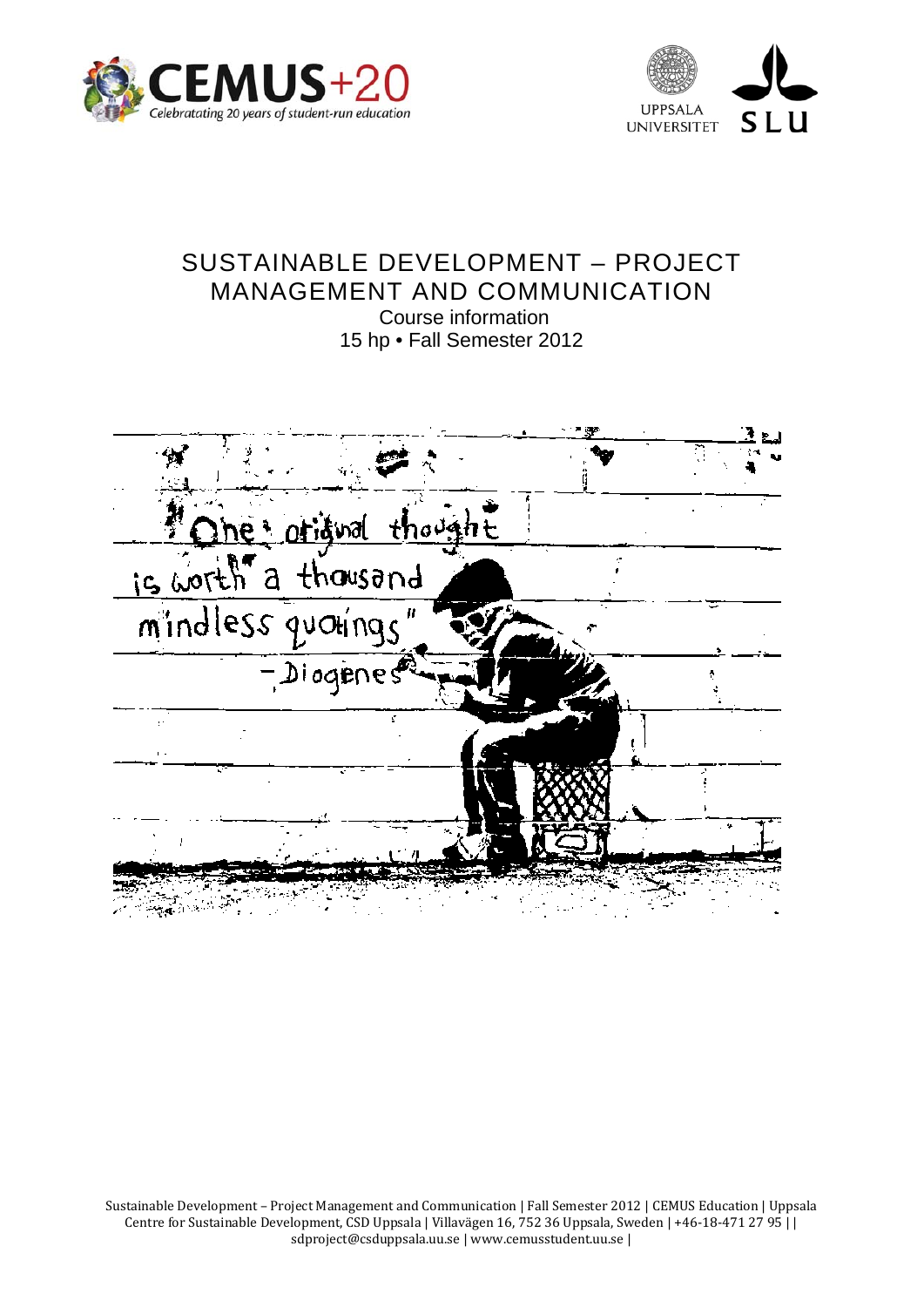# SUSTAINABLE DEVELOPMENT – PROJECT MANAGEMENT AND COMMUNICATION

Course information

15 hp • Fall Semester 2012

Sustainable Development – Project Management and Communication | Fall Semester 2012 | CEMUS Education | Uppsala Centre for Sustainable Development, CSD Uppsala | Villavägen 16, 752 36 Uppsala, Sweden | +46-18-471 27 95 | | sdproject@csduppsala.uu.se | www.cemusstudent.uu.se |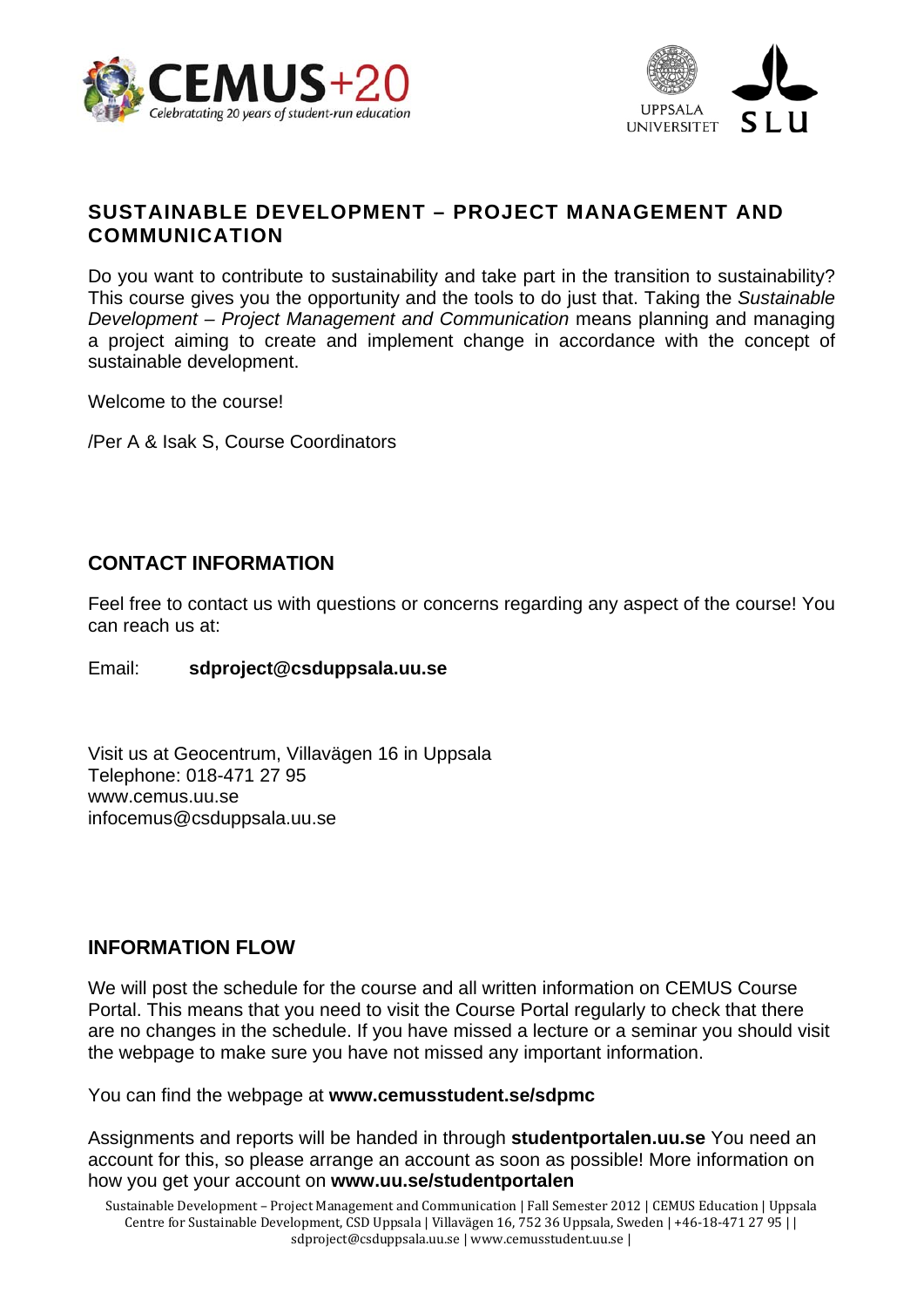## SUSTAINABLE DEVELOPMENT – PROJECT MANAGEMENT AND COMMUNICATION

Do you want to contribute to sustainability and take part in the transition to sustainability? This course gives you the opportunity and the tools to do just that. Taking the *Sustainable Development – Project Management and Communication* means planning and managing a project aiming to create and implement change in accordance with the concept of sustainable development.

Welcome to the course!

/Per A & Isak S, Course Coordinators

## CONTACT INFORMATION

Feel free to contact us with questions or concerns regarding any aspect of the course! You can reach us at:

Email: **sdproject@csduppsala.uu.se**

Visit us at Geocentrum, Villavägen 16 in Uppsala
Telephone: 018-471 27 95
www.cemus.uu.se
infocemus@csduppsala.uu.se

## INFORMATION FLOW

We will post the schedule for the course and all written information on CEMUS Course Portal. This means that you need to visit the Course Portal regularly to check that there are no changes in the schedule. If you have missed a lecture or a seminar you should visit the webpage to make sure you have not missed any important information.

You can find the webpage at **www.cemusstudent.se/sdpmc**

Assignments and reports will be handed in through **studentportalen.uu.se** You need an account for this, so please arrange an account as soon as possible! More information on how you get your account on **www.uu.se/studentportalen**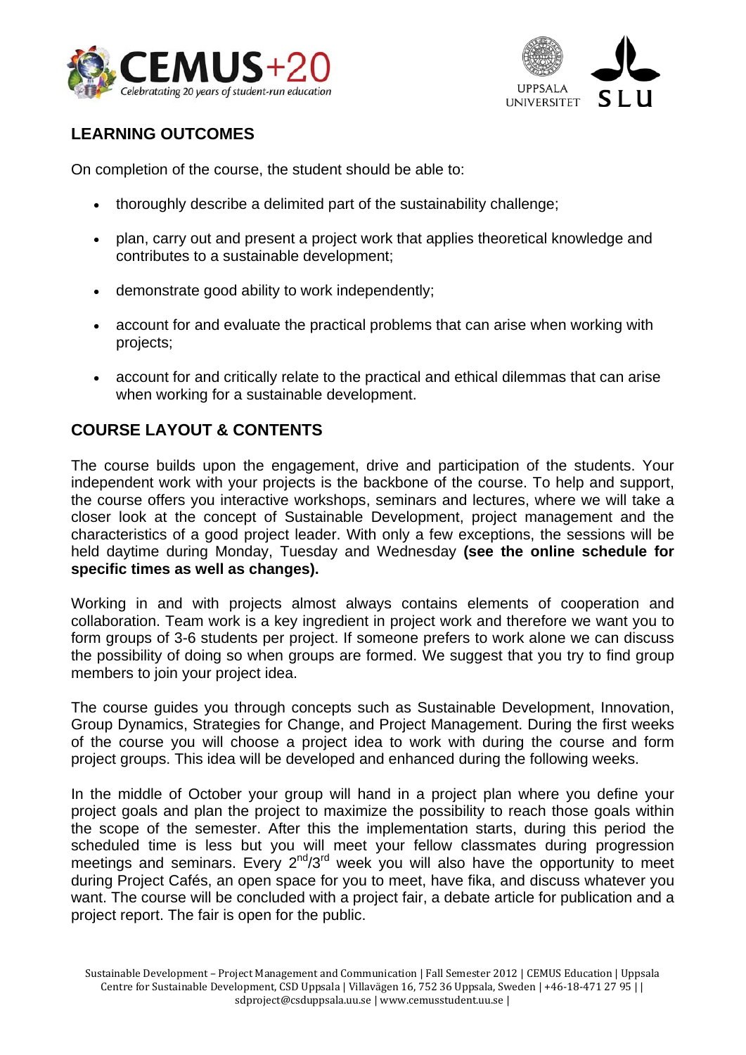## LEARNING OUTCOMES

On completion of the course, the student should be able to:

- thoroughly describe a delimited part of the sustainability challenge;
- plan, carry out and present a project work that applies theoretical knowledge and contributes to a sustainable development;
- demonstrate good ability to work independently;
- account for and evaluate the practical problems that can arise when working with projects;
- account for and critically relate to the practical and ethical dilemmas that can arise when working for a sustainable development.

## COURSE LAYOUT & CONTENTS

The course builds upon the engagement, drive and participation of the students. Your independent work with your projects is the backbone of the course. To help and support, the course offers you interactive workshops, seminars and lectures, where we will take a closer look at the concept of Sustainable Development, project management and the characteristics of a good project leader. With only a few exceptions, the sessions will be held daytime during Monday, Tuesday and Wednesday **(see the online schedule for specific times as well as changes).**

Working in and with projects almost always contains elements of cooperation and collaboration. Team work is a key ingredient in project work and therefore we want you to form groups of 3-6 students per project. If someone prefers to work alone we can discuss the possibility of doing so when groups are formed. We suggest that you try to find group members to join your project idea.

The course guides you through concepts such as Sustainable Development, Innovation, Group Dynamics, Strategies for Change, and Project Management. During the first weeks of the course you will choose a project idea to work with during the course and form project groups. This idea will be developed and enhanced during the following weeks.

In the middle of October your group will hand in a project plan where you define your project goals and plan the project to maximize the possibility to reach those goals within the scope of the semester. After this the implementation starts, during this period the scheduled time is less but you will meet your fellow classmates during progression meetings and seminars. Every 2nd/3rd week you will also have the opportunity to meet during Project Cafés, an open space for you to meet, have fika, and discuss whatever you want. The course will be concluded with a project fair, a debate article for publication and a project report. The fair is open for the public.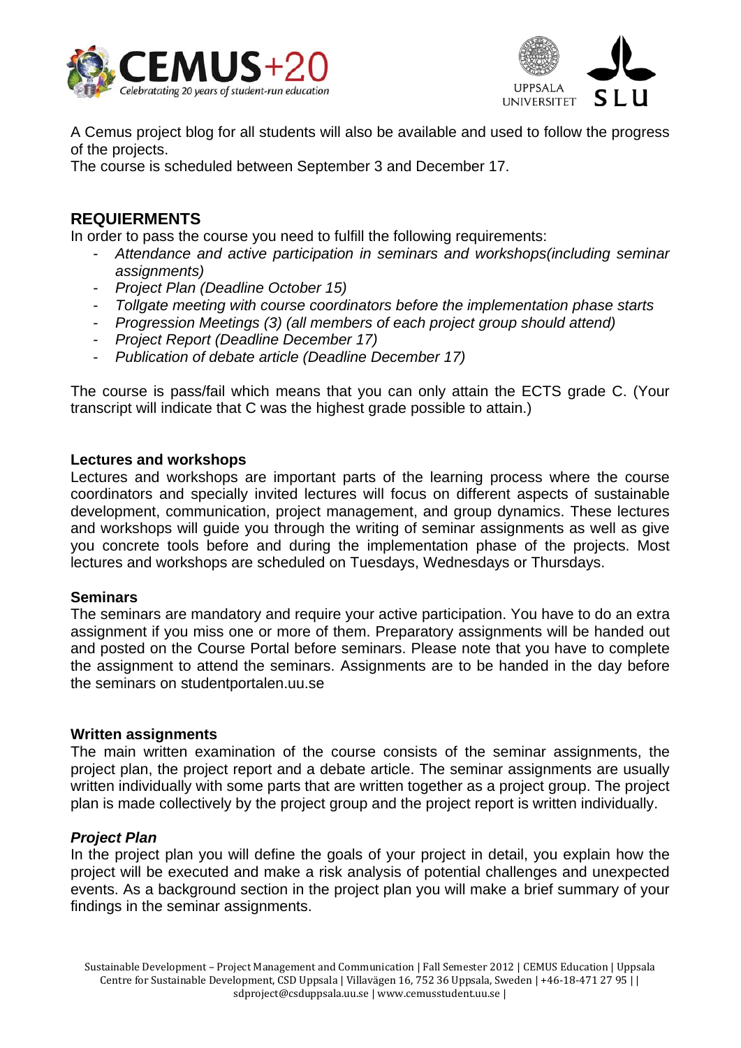A Cemus project blog for all students will also be available and used to follow the progress of the projects.
The course is scheduled between September 3 and December 17.

## REQUIERMENTS

In order to pass the course you need to fulfill the following requirements:

- *Attendance and active participation in seminars and workshops(including seminar assignments)*
- *Project Plan (Deadline October 15)*
- *Tollgate meeting with course coordinators before the implementation phase starts*
- *Progression Meetings (3) (all members of each project group should attend)*
- *Project Report (Deadline December 17)*
- *Publication of debate article (Deadline December 17)*

The course is pass/fail which means that you can only attain the ECTS grade C. (Your transcript will indicate that C was the highest grade possible to attain.)

### Lectures and workshops

Lectures and workshops are important parts of the learning process where the course coordinators and specially invited lectures will focus on different aspects of sustainable development, communication, project management, and group dynamics. These lectures and workshops will guide you through the writing of seminar assignments as well as give you concrete tools before and during the implementation phase of the projects. Most lectures and workshops are scheduled on Tuesdays, Wednesdays or Thursdays.

### Seminars

The seminars are mandatory and require your active participation. You have to do an extra assignment if you miss one or more of them. Preparatory assignments will be handed out and posted on the Course Portal before seminars. Please note that you have to complete the assignment to attend the seminars. Assignments are to be handed in the day before the seminars on studentportalen.uu.se

### Written assignments

The main written examination of the course consists of the seminar assignments, the project plan, the project report and a debate article. The seminar assignments are usually written individually with some parts that are written together as a project group. The project plan is made collectively by the project group and the project report is written individually.

#### *Project Plan*

In the project plan you will define the goals of your project in detail, you explain how the project will be executed and make a risk analysis of potential challenges and unexpected events. As a background section in the project plan you will make a brief summary of your findings in the seminar assignments.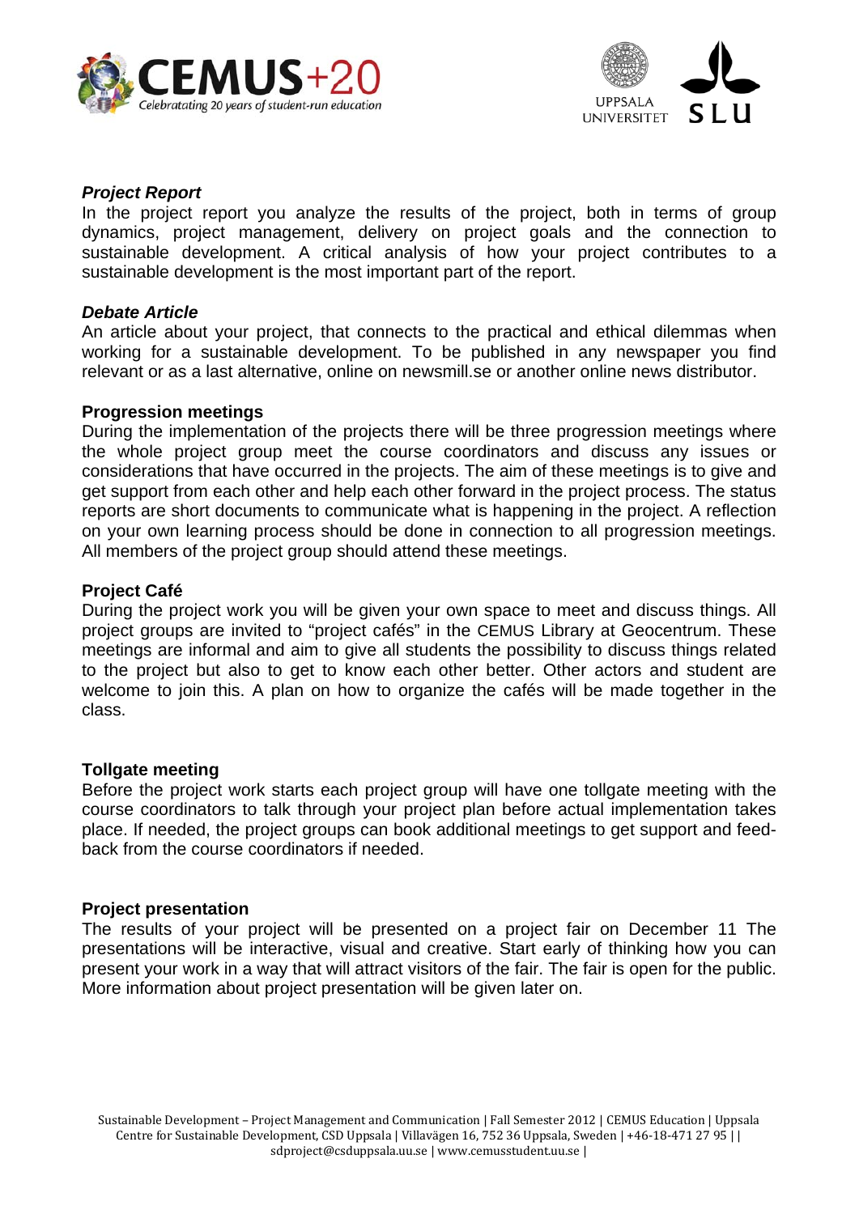***Project Report***

In the project report you analyze the results of the project, both in terms of group dynamics, project management, delivery on project goals and the connection to sustainable development. A critical analysis of how your project contributes to a sustainable development is the most important part of the report.

***Debate Article***

An article about your project, that connects to the practical and ethical dilemmas when working for a sustainable development. To be published in any newspaper you find relevant or as a last alternative, online on newsmill.se or another online news distributor.

**Progression meetings**

During the implementation of the projects there will be three progression meetings where the whole project group meet the course coordinators and discuss any issues or considerations that have occurred in the projects. The aim of these meetings is to give and get support from each other and help each other forward in the project process. The status reports are short documents to communicate what is happening in the project. A reflection on your own learning process should be done in connection to all progression meetings. All members of the project group should attend these meetings.

**Project Café**

During the project work you will be given your own space to meet and discuss things. All project groups are invited to "project cafés" in the CEMUS Library at Geocentrum. These meetings are informal and aim to give all students the possibility to discuss things related to the project but also to get to know each other better. Other actors and student are welcome to join this. A plan on how to organize the cafés will be made together in the class.

**Tollgate meeting**

Before the project work starts each project group will have one tollgate meeting with the course coordinators to talk through your project plan before actual implementation takes place. If needed, the project groups can book additional meetings to get support and feed-back from the course coordinators if needed.

**Project presentation**

The results of your project will be presented on a project fair on December 11 The presentations will be interactive, visual and creative. Start early of thinking how you can present your work in a way that will attract visitors of the fair. The fair is open for the public. More information about project presentation will be given later on.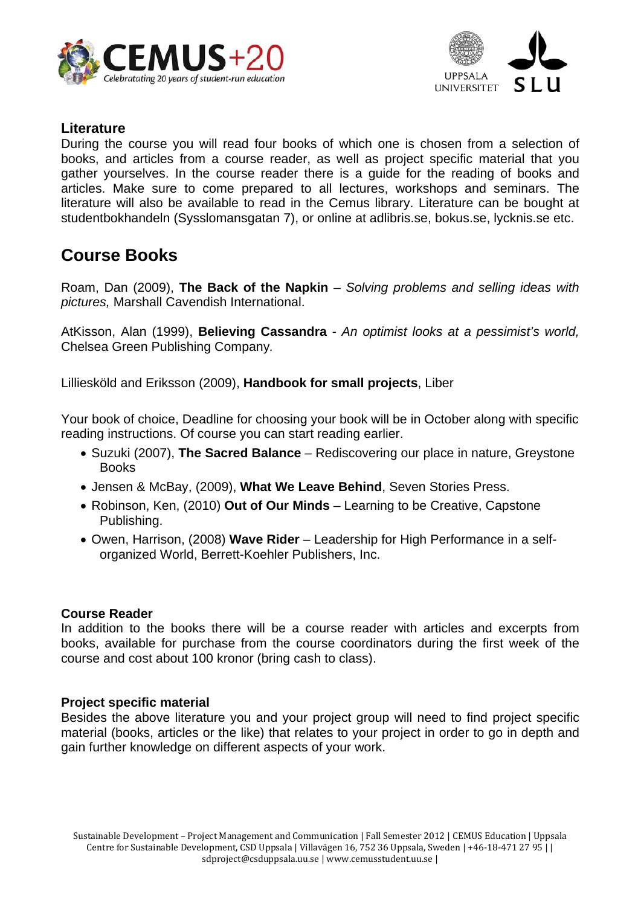### Literature

During the course you will read four books of which one is chosen from a selection of books, and articles from a course reader, as well as project specific material that you gather yourselves. In the course reader there is a guide for the reading of books and articles. Make sure to come prepared to all lectures, workshops and seminars. The literature will also be available to read in the Cemus library. Literature can be bought at studentbokhandeln (Sysslomansgatan 7), or online at adlibris.se, bokus.se, lycknis.se etc.

## Course Books

Roam, Dan (2009), **The Back of the Napkin** – *Solving problems and selling ideas with pictures,* Marshall Cavendish International.

AtKisson, Alan (1999), **Believing Cassandra** - *An optimist looks at a pessimist's world,* Chelsea Green Publishing Company.

Lilliesköld and Eriksson (2009), **Handbook for small projects**, Liber

Your book of choice, Deadline for choosing your book will be in October along with specific reading instructions. Of course you can start reading earlier.

- Suzuki (2007), **The Sacred Balance** – Rediscovering our place in nature, Greystone Books
- Jensen & McBay, (2009), **What We Leave Behind**, Seven Stories Press.
- Robinson, Ken, (2010) **Out of Our Minds** – Learning to be Creative, Capstone Publishing.
- Owen, Harrison, (2008) **Wave Rider** – Leadership for High Performance in a self-organized World, Berrett-Koehler Publishers, Inc.

### Course Reader

In addition to the books there will be a course reader with articles and excerpts from books, available for purchase from the course coordinators during the first week of the course and cost about 100 kronor (bring cash to class).

### Project specific material

Besides the above literature you and your project group will need to find project specific material (books, articles or the like) that relates to your project in order to go in depth and gain further knowledge on different aspects of your work.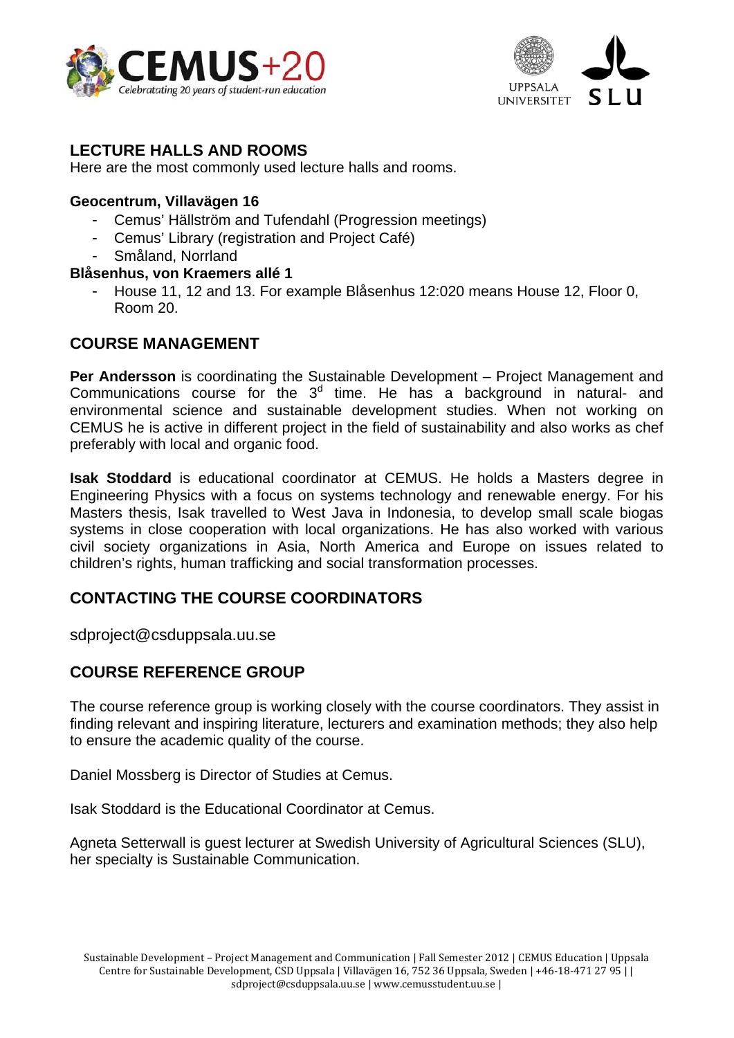## LECTURE HALLS AND ROOMS

Here are the most commonly used lecture halls and rooms.

**Geocentrum, Villavägen 16**

- Cemus' Hällström and Tufendahl (Progression meetings)
- Cemus' Library (registration and Project Café)
- Småland, Norrland

**Blåsenhus, von Kraemers allé 1**

- House 11, 12 and 13. For example Blåsenhus 12:020 means House 12, Floor 0, Room 20.

## COURSE MANAGEMENT

**Per Andersson** is coordinating the Sustainable Development – Project Management and Communications course for the 3d time. He has a background in natural- and environmental science and sustainable development studies. When not working on CEMUS he is active in different project in the field of sustainability and also works as chef preferably with local and organic food.

**Isak Stoddard** is educational coordinator at CEMUS. He holds a Masters degree in Engineering Physics with a focus on systems technology and renewable energy. For his Masters thesis, Isak travelled to West Java in Indonesia, to develop small scale biogas systems in close cooperation with local organizations. He has also worked with various civil society organizations in Asia, North America and Europe on issues related to children's rights, human trafficking and social transformation processes.

## CONTACTING THE COURSE COORDINATORS

sdproject@csduppsala.uu.se

## COURSE REFERENCE GROUP

The course reference group is working closely with the course coordinators. They assist in finding relevant and inspiring literature, lecturers and examination methods; they also help to ensure the academic quality of the course.

Daniel Mossberg is Director of Studies at Cemus.

Isak Stoddard is the Educational Coordinator at Cemus.

Agneta Setterwall is guest lecturer at Swedish University of Agricultural Sciences (SLU), her specialty is Sustainable Communication.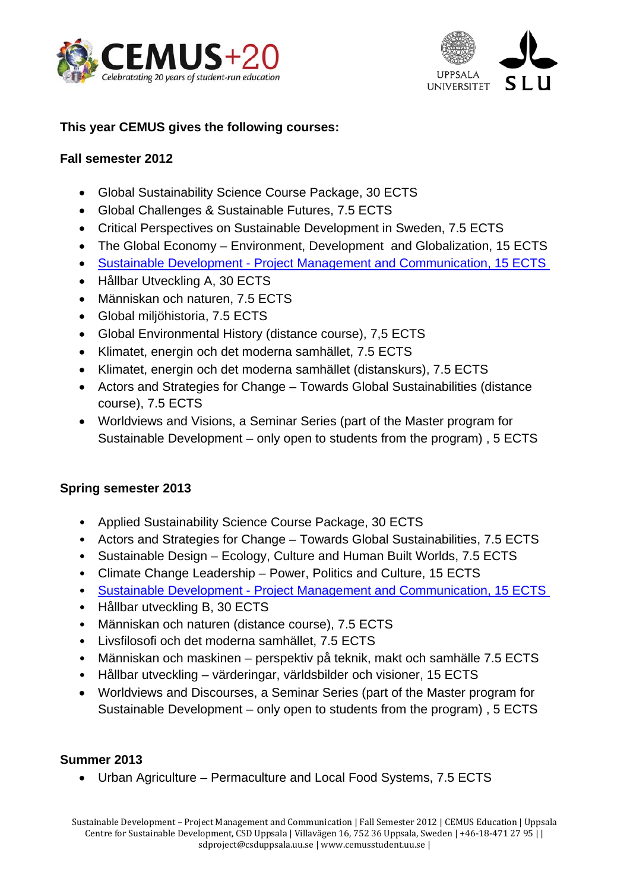**This year CEMUS gives the following courses:**

**Fall semester 2012**

- Global Sustainability Science Course Package, 30 ECTS
- Global Challenges & Sustainable Futures, 7.5 ECTS
- Critical Perspectives on Sustainable Development in Sweden, 7.5 ECTS
- The Global Economy – Environment, Development and Globalization, 15 ECTS
- Sustainable Development - Project Management and Communication, 15 ECTS
- Hållbar Utveckling A, 30 ECTS
- Människan och naturen, 7.5 ECTS
- Global miljöhistoria, 7.5 ECTS
- Global Environmental History (distance course), 7,5 ECTS
- Klimatet, energin och det moderna samhället, 7.5 ECTS
- Klimatet, energin och det moderna samhället (distanskurs), 7.5 ECTS
- Actors and Strategies for Change – Towards Global Sustainabilities (distance course), 7.5 ECTS
- Worldviews and Visions, a Seminar Series (part of the Master program for Sustainable Development – only open to students from the program) , 5 ECTS

**Spring semester 2013**

- Applied Sustainability Science Course Package, 30 ECTS
- Actors and Strategies for Change – Towards Global Sustainabilities, 7.5 ECTS
- Sustainable Design – Ecology, Culture and Human Built Worlds, 7.5 ECTS
- Climate Change Leadership – Power, Politics and Culture, 15 ECTS
- Sustainable Development - Project Management and Communication, 15 ECTS
- Hållbar utveckling B, 30 ECTS
- Människan och naturen (distance course), 7.5 ECTS
- Livsfilosofi och det moderna samhället, 7.5 ECTS
- Människan och maskinen – perspektiv på teknik, makt och samhälle 7.5 ECTS
- Hållbar utveckling – värderingar, världsbilder och visioner, 15 ECTS
- Worldviews and Discourses, a Seminar Series (part of the Master program for Sustainable Development – only open to students from the program) , 5 ECTS

**Summer 2013**

- Urban Agriculture – Permaculture and Local Food Systems, 7.5 ECTS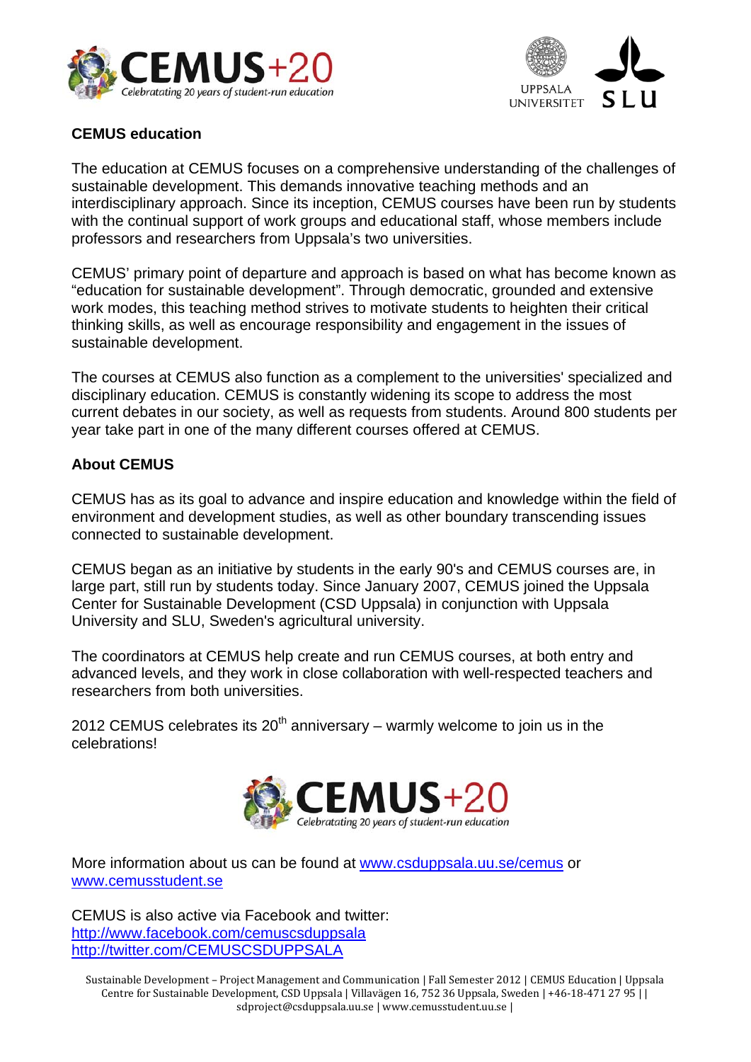## CEMUS education

The education at CEMUS focuses on a comprehensive understanding of the challenges of sustainable development. This demands innovative teaching methods and an interdisciplinary approach. Since its inception, CEMUS courses have been run by students with the continual support of work groups and educational staff, whose members include professors and researchers from Uppsala's two universities.

CEMUS' primary point of departure and approach is based on what has become known as "education for sustainable development". Through democratic, grounded and extensive work modes, this teaching method strives to motivate students to heighten their critical thinking skills, as well as encourage responsibility and engagement in the issues of sustainable development.

The courses at CEMUS also function as a complement to the universities' specialized and disciplinary education. CEMUS is constantly widening its scope to address the most current debates in our society, as well as requests from students. Around 800 students per year take part in one of the many different courses offered at CEMUS.

## About CEMUS

CEMUS has as its goal to advance and inspire education and knowledge within the field of environment and development studies, as well as other boundary transcending issues connected to sustainable development.

CEMUS began as an initiative by students in the early 90's and CEMUS courses are, in large part, still run by students today. Since January 2007, CEMUS joined the Uppsala Center for Sustainable Development (CSD Uppsala) in conjunction with Uppsala University and SLU, Sweden's agricultural university.

The coordinators at CEMUS help create and run CEMUS courses, at both entry and advanced levels, and they work in close collaboration with well-respected teachers and researchers from both universities.

2012 CEMUS celebrates its 20th anniversary – warmly welcome to join us in the celebrations!

CEMUS+20 Celebratating 20 years of student-run education

More information about us can be found at www.csduppsala.uu.se/cemus or www.cemusstudent.se

CEMUS is also active via Facebook and twitter:
http://www.facebook.com/cemuscsduppsala
http://twitter.com/CEMUSCSDUPPSALA